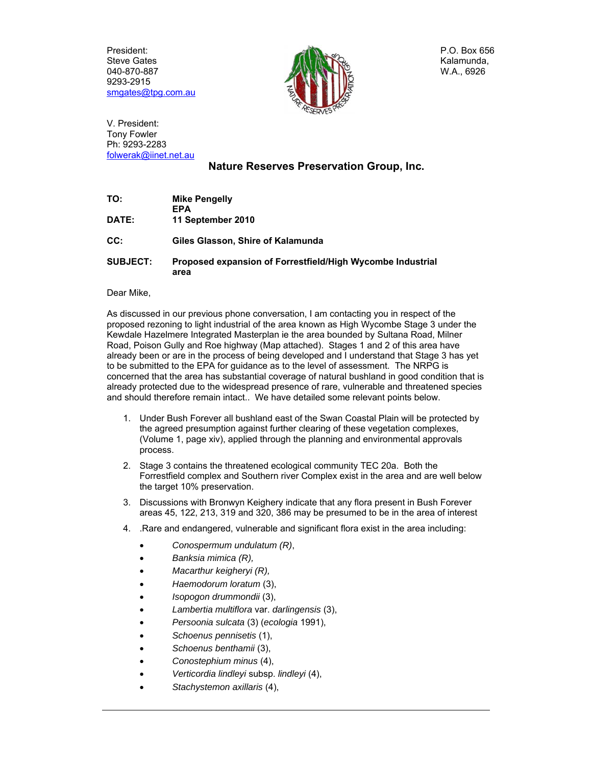President:
Steve Gates
040-870-887
9293-2915
smgates@tpg.com.au

P.O. Box 656
Kalamunda,
W.A., 6926

V. President:
Tony Fowler
Ph: 9293-2283
folwerak@iinet.net.au

## Nature Reserves Preservation Group, Inc.

**TO:** **Mike Pengelly**
**EPA**

**DATE:** **11 September 2010**

**CC:** **Giles Glasson, Shire of Kalamunda**

**SUBJECT:** **Proposed expansion of Forrestfield/High Wycombe Industrial area**

Dear Mike,

As discussed in our previous phone conversation, I am contacting you in respect of the proposed rezoning to light industrial of the area known as High Wycombe Stage 3 under the Kewdale Hazelmere Integrated Masterplan ie the area bounded by Sultana Road, Milner Road, Poison Gully and Roe highway (Map attached). Stages 1 and 2 of this area have already been or are in the process of being developed and I understand that Stage 3 has yet to be submitted to the EPA for guidance as to the level of assessment. The NRPG is concerned that the area has substantial coverage of natural bushland in good condition that is already protected due to the widespread presence of rare, vulnerable and threatened species and should therefore remain intact.. We have detailed some relevant points below.

1. Under Bush Forever all bushland east of the Swan Coastal Plain will be protected by the agreed presumption against further clearing of these vegetation complexes, (Volume 1, page xiv), applied through the planning and environmental approvals process.
2. Stage 3 contains the threatened ecological community TEC 20a. Both the Forrestfield complex and Southern river Complex exist in the area and are well below the target 10% preservation.
3. Discussions with Bronwyn Keighery indicate that any flora present in Bush Forever areas 45, 122, 213, 319 and 320, 386 may be presumed to be in the area of interest
4. .Rare and endangered, vulnerable and significant flora exist in the area including:
   - *Conospermum undulatum (R)*,
   - *Banksia mimica (R),*
   - *Macarthur keigheryi (R),*
   - *Haemodorum loratum* (3),
   - *Isopogon drummondii* (3),
   - *Lambertia multiflora* var. *darlingensis* (3),
   - *Persoonia sulcata* (3) (*ecologia* 1991),
   - *Schoenus pennisetis* (1),
   - *Schoenus benthamii* (3),
   - *Conostephium minus* (4),
   - *Verticordia lindleyi* subsp. *lindleyi* (4),
   - *Stachystemon axillaris* (4),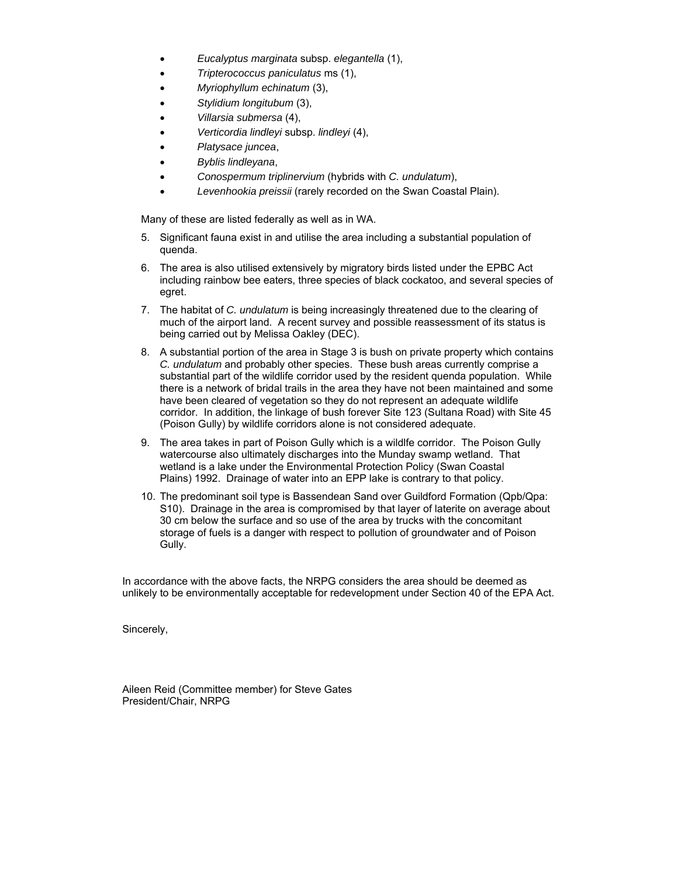- *Eucalyptus marginata* subsp. *elegantella* (1),
- *Tripterococcus paniculatus* ms (1),
- *Myriophyllum echinatum* (3),
- *Stylidium longitubum* (3),
- *Villarsia submersa* (4),
- *Verticordia lindleyi* subsp. *lindleyi* (4),
- *Platysace juncea*,
- *Byblis lindleyana*,
- *Conospermum triplinervium* (hybrids with *C. undulatum*),
- *Levenhookia preissii* (rarely recorded on the Swan Coastal Plain).

Many of these are listed federally as well as in WA.

5. Significant fauna exist in and utilise the area including a substantial population of quenda.
6. The area is also utilised extensively by migratory birds listed under the EPBC Act including rainbow bee eaters, three species of black cockatoo, and several species of egret.
7. The habitat of *C. undulatum* is being increasingly threatened due to the clearing of much of the airport land. A recent survey and possible reassessment of its status is being carried out by Melissa Oakley (DEC).
8. A substantial portion of the area in Stage 3 is bush on private property which contains *C. undulatum* and probably other species. These bush areas currently comprise a substantial part of the wildlife corridor used by the resident quenda population. While there is a network of bridal trails in the area they have not been maintained and some have been cleared of vegetation so they do not represent an adequate wildlife corridor. In addition, the linkage of bush forever Site 123 (Sultana Road) with Site 45 (Poison Gully) by wildlife corridors alone is not considered adequate.
9. The area takes in part of Poison Gully which is a wildlfe corridor. The Poison Gully watercourse also ultimately discharges into the Munday swamp wetland. That wetland is a lake under the Environmental Protection Policy (Swan Coastal Plains) 1992. Drainage of water into an EPP lake is contrary to that policy.
10. The predominant soil type is Bassendean Sand over Guildford Formation (Qpb/Qpa: S10). Drainage in the area is compromised by that layer of laterite on average about 30 cm below the surface and so use of the area by trucks with the concomitant storage of fuels is a danger with respect to pollution of groundwater and of Poison Gully.

In accordance with the above facts, the NRPG considers the area should be deemed as unlikely to be environmentally acceptable for redevelopment under Section 40 of the EPA Act.

Sincerely,

Aileen Reid (Committee member) for Steve Gates
President/Chair, NRPG